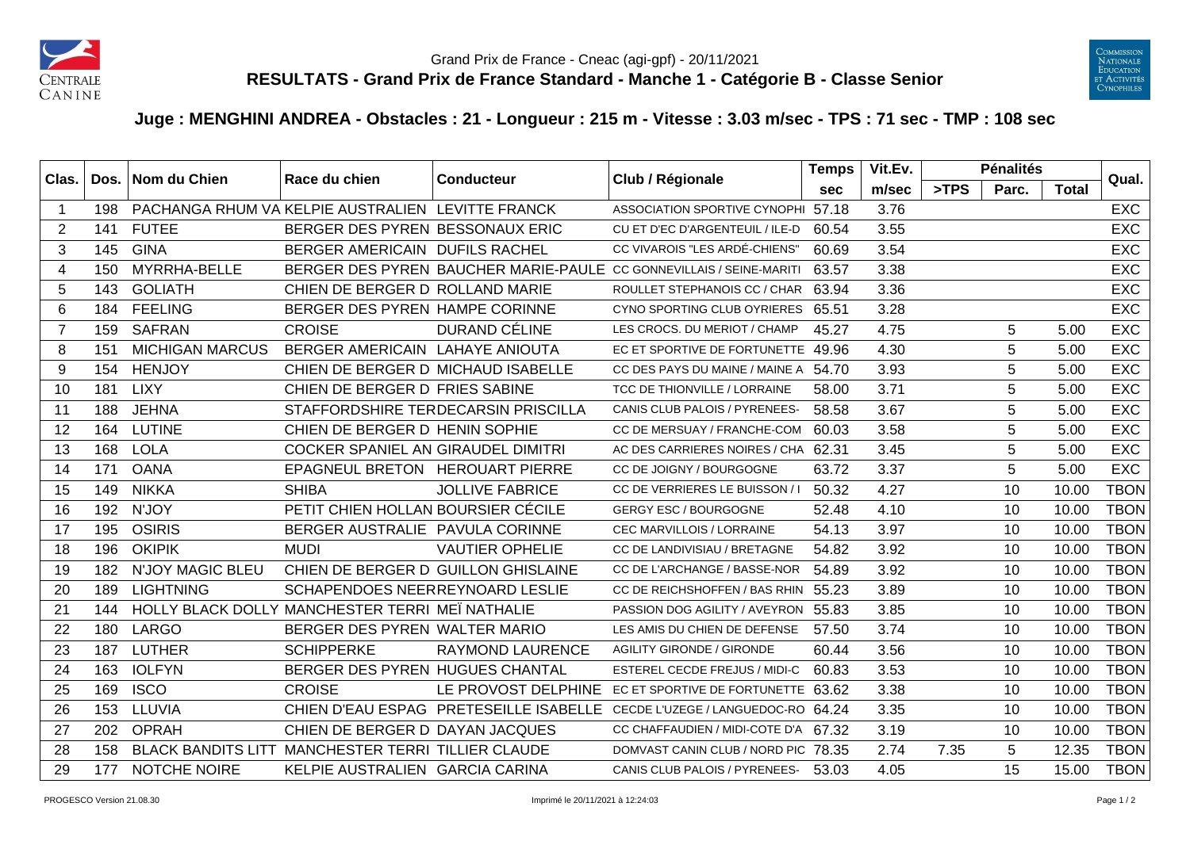Grand Prix de France - Cneac (agi-gpf) - 20/11/2021

# RESULTATS - Grand Prix de France Standard - Manche 1 - Catégorie B - Classe Senior

## Juge : MENGHINI ANDREA - Obstacles : 21 - Longueur : 215 m - Vitesse : 3.03 m/sec - TPS : 71 sec - TMP : 108 sec

| Clas. | Dos. | Nom du Chien | Race du chien | Conducteur | Club / Régionale | Temps sec | Vit.Ev. m/sec | Pénalités >TPS | Pénalités Parc. | Pénalités Total | Qual. |
|---|---|---|---|---|---|---|---|---|---|---|---|
| 1 | 198 | PACHANGA RHUM VA | KELPIE AUSTRALIEN | LEVITTE FRANCK | ASSOCIATION SPORTIVE CYNOPHI | 57.18 | 3.76 | | | | EXC |
| 2 | 141 | FUTEE | BERGER DES PYREN | BESSONAUX ERIC | CU ET D'EC D'ARGENTEUIL / ILE-D | 60.54 | 3.55 | | | | EXC |
| 3 | 145 | GINA | BERGER AMERICAIN | DUFILS RACHEL | CC VIVAROIS "LES ARDÉ-CHIENS" | 60.69 | 3.54 | | | | EXC |
| 4 | 150 | MYRRHA-BELLE | BERGER DES PYREN | BAUCHER MARIE-PAULE | CC GONNEVILLAIS / SEINE-MARITI | 63.57 | 3.38 | | | | EXC |
| 5 | 143 | GOLIATH | CHIEN DE BERGER D | ROLLAND MARIE | ROULLET STEPHANOIS CC / CHAR | 63.94 | 3.36 | | | | EXC |
| 6 | 184 | FEELING | BERGER DES PYREN | HAMPE CORINNE | CYNO SPORTING CLUB OYRIERES | 65.51 | 3.28 | | | | EXC |
| 7 | 159 | SAFRAN | CROISE | DURAND CÉLINE | LES CROCS. DU MERIOT / CHAMP | 45.27 | 4.75 | | 5 | 5.00 | EXC |
| 8 | 151 | MICHIGAN MARCUS | BERGER AMERICAIN | LAHAYE ANIOUTA | EC ET SPORTIVE DE FORTUNETTE | 49.96 | 4.30 | | 5 | 5.00 | EXC |
| 9 | 154 | HENJOY | CHIEN DE BERGER D | MICHAUD ISABELLE | CC DES PAYS DU MAINE / MAINE A | 54.70 | 3.93 | | 5 | 5.00 | EXC |
| 10 | 181 | LIXY | CHIEN DE BERGER D | FRIES SABINE | TCC DE THIONVILLE / LORRAINE | 58.00 | 3.71 | | 5 | 5.00 | EXC |
| 11 | 188 | JEHNA | STAFFORDSHIRE TER | DECARSIN PRISCILLA | CANIS CLUB PALOIS / PYRENEES- | 58.58 | 3.67 | | 5 | 5.00 | EXC |
| 12 | 164 | LUTINE | CHIEN DE BERGER D | HENIN SOPHIE | CC DE MERSUAY / FRANCHE-COM | 60.03 | 3.58 | | 5 | 5.00 | EXC |
| 13 | 168 | LOLA | COCKER SPANIEL AN | GIRAUDEL DIMITRI | AC DES CARRIERES NOIRES / CHA | 62.31 | 3.45 | | 5 | 5.00 | EXC |
| 14 | 171 | OANA | EPAGNEUL BRETON | HEROUART PIERRE | CC DE JOIGNY / BOURGOGNE | 63.72 | 3.37 | | 5 | 5.00 | EXC |
| 15 | 149 | NIKKA | SHIBA | JOLLIVE FABRICE | CC DE VERRIERES LE BUISSON / I | 50.32 | 4.27 | | 10 | 10.00 | TBON |
| 16 | 192 | N'JOY | PETIT CHIEN HOLLAN | BOURSIER CÉCILE | GERGY ESC / BOURGOGNE | 52.48 | 4.10 | | 10 | 10.00 | TBON |
| 17 | 195 | OSIRIS | BERGER AUSTRALIE | PAVULA CORINNE | CEC MARVILLOIS / LORRAINE | 54.13 | 3.97 | | 10 | 10.00 | TBON |
| 18 | 196 | OKIPIK | MUDI | VAUTIER OPHELIE | CC DE LANDIVISIAU / BRETAGNE | 54.82 | 3.92 | | 10 | 10.00 | TBON |
| 19 | 182 | N'JOY MAGIC BLEU | CHIEN DE BERGER D | GUILLON GHISLAINE | CC DE L'ARCHANGE / BASSE-NOR | 54.89 | 3.92 | | 10 | 10.00 | TBON |
| 20 | 189 | LIGHTNING | SCHAPENDOES NEER | REYNOARD LESLIE | CC DE REICHSHOFFEN / BAS RHIN | 55.23 | 3.89 | | 10 | 10.00 | TBON |
| 21 | 144 | HOLLY BLACK DOLLY | MANCHESTER TERRI | MEÏ NATHALIE | PASSION DOG AGILITY / AVEYRON | 55.83 | 3.85 | | 10 | 10.00 | TBON |
| 22 | 180 | LARGO | BERGER DES PYREN | WALTER MARIO | LES AMIS DU CHIEN DE DEFENSE | 57.50 | 3.74 | | 10 | 10.00 | TBON |
| 23 | 187 | LUTHER | SCHIPPERKE | RAYMOND LAURENCE | AGILITY GIRONDE / GIRONDE | 60.44 | 3.56 | | 10 | 10.00 | TBON |
| 24 | 163 | IOLFYN | BERGER DES PYREN | HUGUES CHANTAL | ESTEREL CECDE FREJUS / MIDI-C | 60.83 | 3.53 | | 10 | 10.00 | TBON |
| 25 | 169 | ISCO | CROISE | LE PROVOST DELPHINE | EC ET SPORTIVE DE FORTUNETTE | 63.62 | 3.38 | | 10 | 10.00 | TBON |
| 26 | 153 | LLUVIA | CHIEN D'EAU ESPAG | PRETESEILLE ISABELLE | CECDE L'UZEGE / LANGUEDOC-RO | 64.24 | 3.35 | | 10 | 10.00 | TBON |
| 27 | 202 | OPRAH | CHIEN DE BERGER D | DAYAN JACQUES | CC CHAFFAUDIEN / MIDI-COTE D'A | 67.32 | 3.19 | | 10 | 10.00 | TBON |
| 28 | 158 | BLACK BANDITS LITT | MANCHESTER TERRI | TILLIER CLAUDE | DOMVAST CANIN CLUB / NORD PIC | 78.35 | 2.74 | 7.35 | 5 | 12.35 | TBON |
| 29 | 177 | NOTCHE NOIRE | KELPIE AUSTRALIEN | GARCIA CARINA | CANIS CLUB PALOIS / PYRENEES- | 53.03 | 4.05 | | 15 | 15.00 | TBON |

PROGESCO Version 21.08.30 — Imprimé le 20/11/2021 à 12:24:03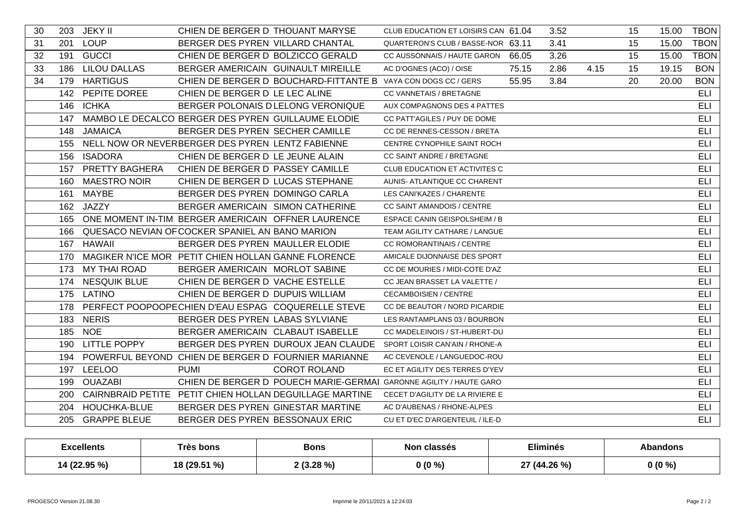| | | | | | | | | | | | | |
|---|---|---|---|---|---|---|---|---|---|---|---|---|
| 30 | 203 | JEKY II | CHIEN DE BERGER D | THOUANT MARYSE | CLUB EDUCATION ET LOISIRS CAN | 61.04 | 3.52 | | 15 | 15.00 | TBON |
| 31 | 201 | LOUP | BERGER DES PYREN | VILLARD CHANTAL | QUARTERON'S CLUB / BASSE-NOR | 63.11 | 3.41 | | 15 | 15.00 | TBON |
| 32 | 191 | GUCCI | CHIEN DE BERGER D | BOLZICCO GERALD | CC AUSSONNAIS / HAUTE GARON | 66.05 | 3.26 | | 15 | 15.00 | TBON |
| 33 | 186 | LILOU DALLAS | BERGER AMERICAIN | GUINAULT MIREILLE | AC D'OGNES (ACO) / OISE | 75.15 | 2.86 | 4.15 | 15 | 19.15 | BON |
| 34 | 179 | HARTIGUS | CHIEN DE BERGER D | BOUCHARD-FITTANTE B | VAYA CON DOGS CC / GERS | 55.95 | 3.84 | | 20 | 20.00 | BON |
| | 142 | PEPITE DOREE | CHIEN DE BERGER D | LE LEC ALINE | CC VANNETAIS / BRETAGNE | | | | | | ELI |
| | 146 | ICHKA | BERGER POLONAIS D | LELONG VERONIQUE | AUX COMPAGNONS DES 4 PATTES | | | | | | ELI |
| | 147 | MAMBO LE DECALCO | BERGER DES PYREN | GUILLAUME ELODIE | CC PATT'AGILES / PUY DE DOME | | | | | | ELI |
| | 148 | JAMAICA | BERGER DES PYREN | SECHER CAMILLE | CC DE RENNES-CESSON / BRETA | | | | | | ELI |
| | 155 | NELL NOW OR NEVER | BERGER DES PYREN | LENTZ FABIENNE | CENTRE CYNOPHILE SAINT ROCH | | | | | | ELI |
| | 156 | ISADORA | CHIEN DE BERGER D | LE JEUNE ALAIN | CC SAINT ANDRE / BRETAGNE | | | | | | ELI |
| | 157 | PRETTY BAGHERA | CHIEN DE BERGER D | PASSEY CAMILLE | CLUB EDUCATION ET ACTIVITES C | | | | | | ELI |
| | 160 | MAESTRO NOIR | CHIEN DE BERGER D | LUCAS STEPHANE | AUNIS- ATLANTIQUE CC CHARENT | | | | | | ELI |
| | 161 | MAYBE | BERGER DES PYREN | DOMINGO CARLA | LES CANI'KAZES / CHARENTE | | | | | | ELI |
| | 162 | JAZZY | BERGER AMERICAIN | SIMON CATHERINE | CC SAINT AMANDOIS / CENTRE | | | | | | ELI |
| | 165 | ONE MOMENT IN-TIM | BERGER AMERICAIN | OFFNER LAURENCE | ESPACE CANIN GEISPOLSHEIM / B | | | | | | ELI |
| | 166 | QUESACO NEVIAN OF | COCKER SPANIEL AN | BANO MARION | TEAM AGILITY CATHARE / LANGUE | | | | | | ELI |
| | 167 | HAWAII | BERGER DES PYREN | MAULLER ELODIE | CC ROMORANTINAIS / CENTRE | | | | | | ELI |
| | 170 | MAGIKER N'ICE MOR | PETIT CHIEN HOLLAN | GANNE FLORENCE | AMICALE DIJONNAISE DES SPORT | | | | | | ELI |
| | 173 | MY THAI ROAD | BERGER AMERICAIN | MORLOT SABINE | CC DE MOURIES / MIDI-COTE D'AZ | | | | | | ELI |
| | 174 | NESQUIK BLUE | CHIEN DE BERGER D | VACHE ESTELLE | CC JEAN BRASSET LA VALETTE / | | | | | | ELI |
| | 175 | LATINO | CHIEN DE BERGER D | DUPUIS WILLIAM | CECAMBOISIEN / CENTRE | | | | | | ELI |
| | 178 | PERFECT POOPOOPE | CHIEN D'EAU ESPAG | COQUERELLE STEVE | CC DE BEAUTOR / NORD PICARDIE | | | | | | ELI |
| | 183 | NERIS | BERGER DES PYREN | LABAS SYLVIANE | LES RANTAMPLANS 03 / BOURBON | | | | | | ELI |
| | 185 | NOE | BERGER AMERICAIN | CLABAUT ISABELLE | CC MADELEINOIS / ST-HUBERT-DU | | | | | | ELI |
| | 190 | LITTLE POPPY | BERGER DES PYREN | DUROUX JEAN CLAUDE | SPORT LOISIR CAN'AIN / RHONE-A | | | | | | ELI |
| | 194 | POWERFUL BEYOND | CHIEN DE BERGER D | FOURNIER MARIANNE | AC CEVENOLE / LANGUEDOC-ROU | | | | | | ELI |
| | 197 | LEELOO | PUMI | COROT ROLAND | EC ET AGILITY DES TERRES D'YEV | | | | | | ELI |
| | 199 | OUAZABI | CHIEN DE BERGER D | POUECH MARIE-GERMAI | GARONNE AGILITY / HAUTE GARO | | | | | | ELI |
| | 200 | CAIRNBRAID PETITE | PETIT CHIEN HOLLAN | DEGUILLAGE MARTINE | CECET D'AGILITY DE LA RIVIERE E | | | | | | ELI |
| | 204 | HOUCHKA-BLUE | BERGER DES PYREN | GINESTAR MARTINE | AC D'AUBENAS / RHONE-ALPES | | | | | | ELI |
| | 205 | GRAPPE BLEUE | BERGER DES PYREN | BESSONAUX ERIC | CU ET D'EC D'ARGENTEUIL / ILE-D | | | | | | ELI |

| Excellents | Très bons | Bons | Non classés | Eliminés | Abandons |
|---|---|---|---|---|---|
| 14 (22.95 %) | 18 (29.51 %) | 2 (3.28 %) | 0 (0 %) | 27 (44.26 %) | 0 (0 %) |

PROGESCO Version 21.08.30 Imprimé le 20/11/2021 à 12:24:03